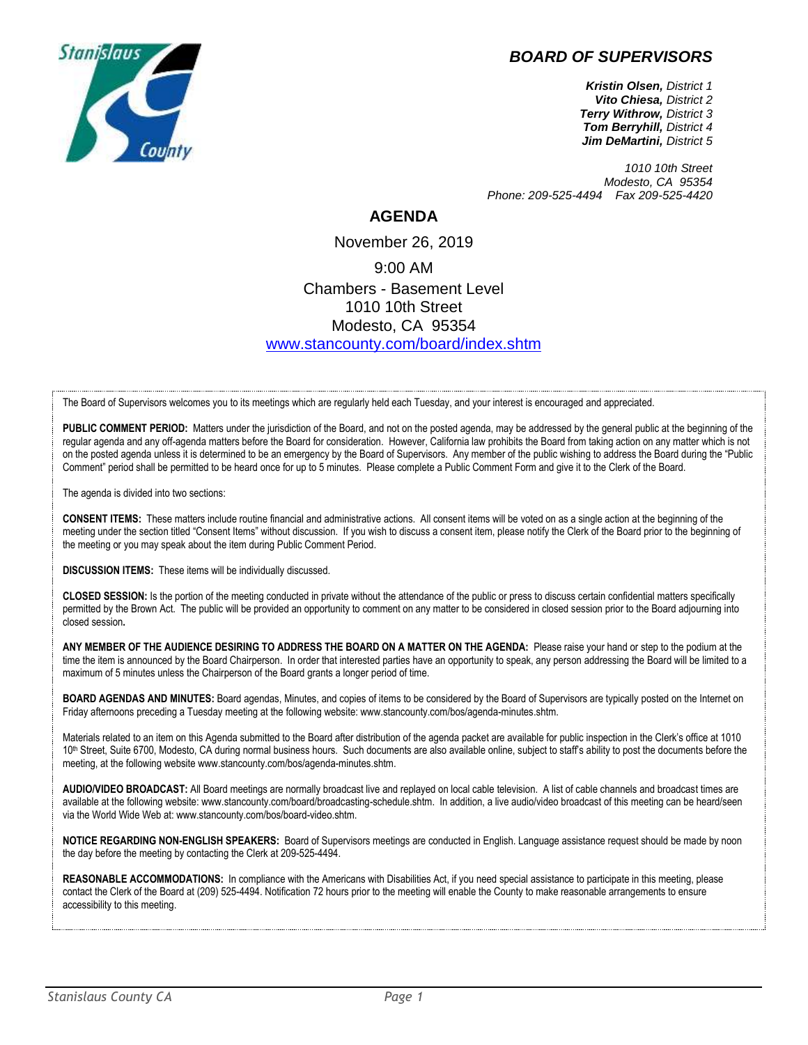# BOARD OF SUPERVISORS

***Kristin Olsen,*** *District 1*
***Vito Chiesa,*** *District 2*
***Terry Withrow,*** *District 3*
***Tom Berryhill,*** *District 4*
***Jim DeMartini,*** *District 5*

*1010 10th Street*
*Modesto, CA 95354*
*Phone: 209-525-4494 Fax 209-525-4420*

## AGENDA

November 26, 2019

9:00 AM

Chambers - Basement Level
1010 10th Street
Modesto, CA 95354
[www.stancounty.com/board/index.shtm](www.stancounty.com/board/index.shtm)

---

The Board of Supervisors welcomes you to its meetings which are regularly held each Tuesday, and your interest is encouraged and appreciated.

**PUBLIC COMMENT PERIOD:** Matters under the jurisdiction of the Board, and not on the posted agenda, may be addressed by the general public at the beginning of the regular agenda and any off-agenda matters before the Board for consideration. However, California law prohibits the Board from taking action on any matter which is not on the posted agenda unless it is determined to be an emergency by the Board of Supervisors. Any member of the public wishing to address the Board during the "Public Comment" period shall be permitted to be heard once for up to 5 minutes. Please complete a Public Comment Form and give it to the Clerk of the Board.

The agenda is divided into two sections:

**CONSENT ITEMS:** These matters include routine financial and administrative actions. All consent items will be voted on as a single action at the beginning of the meeting under the section titled "Consent Items" without discussion. If you wish to discuss a consent item, please notify the Clerk of the Board prior to the beginning of the meeting or you may speak about the item during Public Comment Period.

**DISCUSSION ITEMS:** These items will be individually discussed.

**CLOSED SESSION:** Is the portion of the meeting conducted in private without the attendance of the public or press to discuss certain confidential matters specifically permitted by the Brown Act. The public will be provided an opportunity to comment on any matter to be considered in closed session prior to the Board adjourning into closed session**.**

**ANY MEMBER OF THE AUDIENCE DESIRING TO ADDRESS THE BOARD ON A MATTER ON THE AGENDA:** Please raise your hand or step to the podium at the time the item is announced by the Board Chairperson. In order that interested parties have an opportunity to speak, any person addressing the Board will be limited to a maximum of 5 minutes unless the Chairperson of the Board grants a longer period of time.

**BOARD AGENDAS AND MINUTES:** Board agendas, Minutes, and copies of items to be considered by the Board of Supervisors are typically posted on the Internet on Friday afternoons preceding a Tuesday meeting at the following website: www.stancounty.com/bos/agenda-minutes.shtm.

Materials related to an item on this Agenda submitted to the Board after distribution of the agenda packet are available for public inspection in the Clerk's office at 1010 10th Street, Suite 6700, Modesto, CA during normal business hours. Such documents are also available online, subject to staff's ability to post the documents before the meeting, at the following website www.stancounty.com/bos/agenda-minutes.shtm.

**AUDIO/VIDEO BROADCAST:** All Board meetings are normally broadcast live and replayed on local cable television. A list of cable channels and broadcast times are available at the following website: www.stancounty.com/board/broadcasting-schedule.shtm. In addition, a live audio/video broadcast of this meeting can be heard/seen via the World Wide Web at: www.stancounty.com/bos/board-video.shtm.

**NOTICE REGARDING NON-ENGLISH SPEAKERS:** Board of Supervisors meetings are conducted in English. Language assistance request should be made by noon the day before the meeting by contacting the Clerk at 209-525-4494.

**REASONABLE ACCOMMODATIONS:** In compliance with the Americans with Disabilities Act, if you need special assistance to participate in this meeting, please contact the Clerk of the Board at (209) 525-4494. Notification 72 hours prior to the meeting will enable the County to make reasonable arrangements to ensure accessibility to this meeting.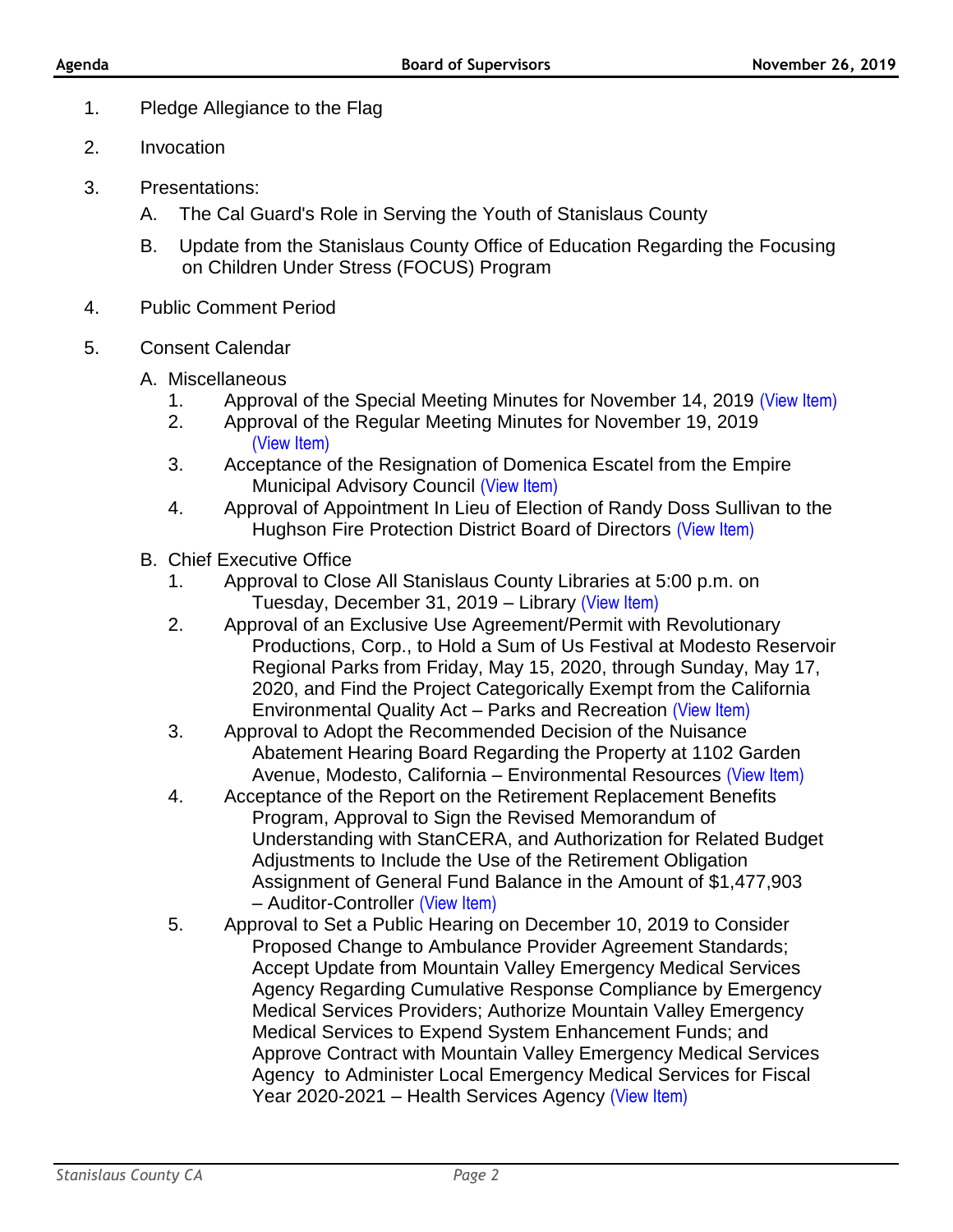1. Pledge Allegiance to the Flag

2. Invocation

3. Presentations:

   A. The Cal Guard's Role in Serving the Youth of Stanislaus County

   B. Update from the Stanislaus County Office of Education Regarding the Focusing on Children Under Stress (FOCUS) Program

4. Public Comment Period

5. Consent Calendar

   A. Miscellaneous

      1. Approval of the Special Meeting Minutes for November 14, 2019 (View Item)
      2. Approval of the Regular Meeting Minutes for November 19, 2019 (View Item)
      3. Acceptance of the Resignation of Domenica Escatel from the Empire Municipal Advisory Council (View Item)
      4. Approval of Appointment In Lieu of Election of Randy Doss Sullivan to the Hughson Fire Protection District Board of Directors (View Item)

   B. Chief Executive Office

      1. Approval to Close All Stanislaus County Libraries at 5:00 p.m. on Tuesday, December 31, 2019 – Library (View Item)
      2. Approval of an Exclusive Use Agreement/Permit with Revolutionary Productions, Corp., to Hold a Sum of Us Festival at Modesto Reservoir Regional Parks from Friday, May 15, 2020, through Sunday, May 17, 2020, and Find the Project Categorically Exempt from the California Environmental Quality Act – Parks and Recreation (View Item)
      3. Approval to Adopt the Recommended Decision of the Nuisance Abatement Hearing Board Regarding the Property at 1102 Garden Avenue, Modesto, California – Environmental Resources (View Item)
      4. Acceptance of the Report on the Retirement Replacement Benefits Program, Approval to Sign the Revised Memorandum of Understanding with StanCERA, and Authorization for Related Budget Adjustments to Include the Use of the Retirement Obligation Assignment of General Fund Balance in the Amount of $1,477,903 – Auditor-Controller (View Item)
      5. Approval to Set a Public Hearing on December 10, 2019 to Consider Proposed Change to Ambulance Provider Agreement Standards; Accept Update from Mountain Valley Emergency Medical Services Agency Regarding Cumulative Response Compliance by Emergency Medical Services Providers; Authorize Mountain Valley Emergency Medical Services to Expend System Enhancement Funds; and Approve Contract with Mountain Valley Emergency Medical Services Agency to Administer Local Emergency Medical Services for Fiscal Year 2020-2021 – Health Services Agency (View Item)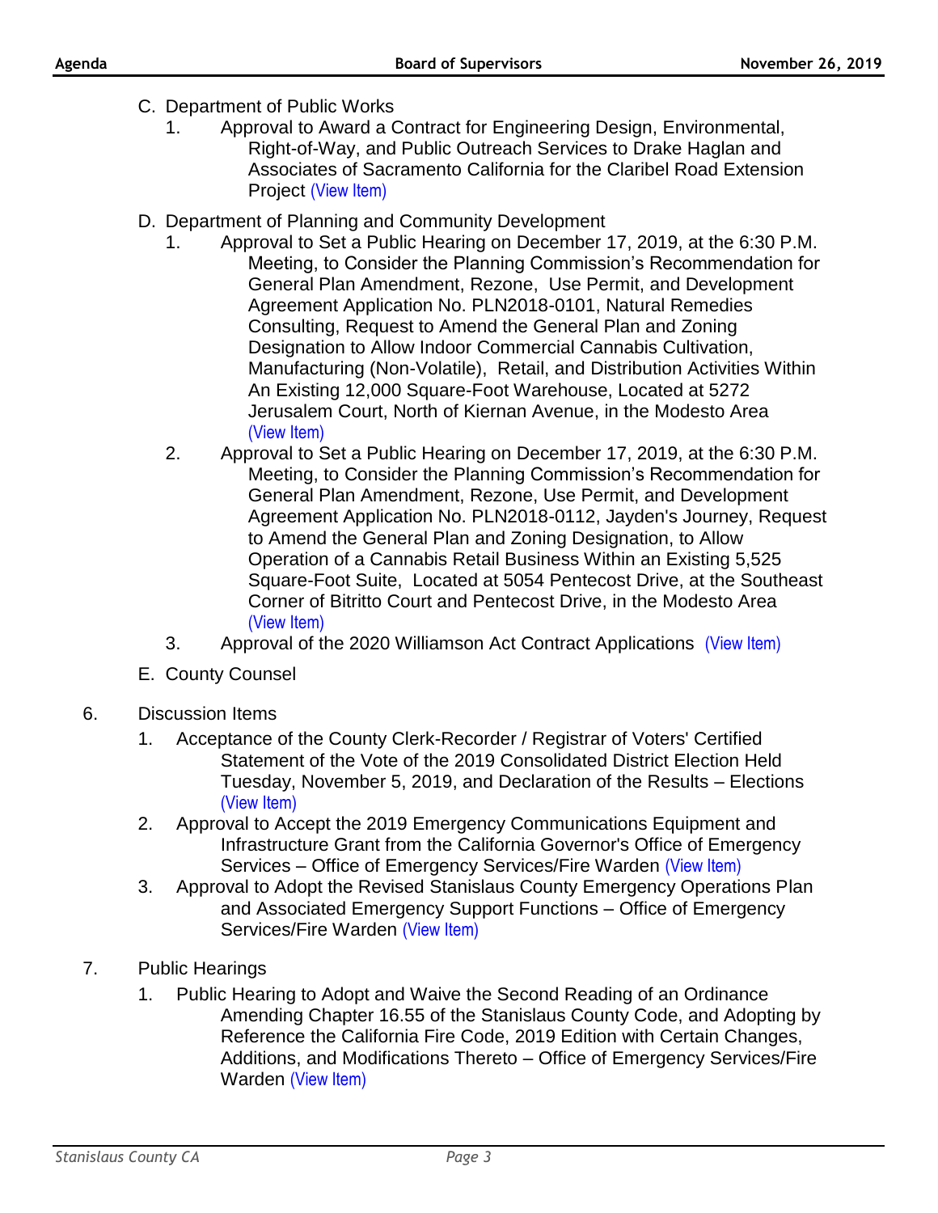C. Department of Public Works
   1. Approval to Award a Contract for Engineering Design, Environmental, Right-of-Way, and Public Outreach Services to Drake Haglan and Associates of Sacramento California for the Claribel Road Extension Project (View Item)

D. Department of Planning and Community Development
   1. Approval to Set a Public Hearing on December 17, 2019, at the 6:30 P.M. Meeting, to Consider the Planning Commission's Recommendation for General Plan Amendment, Rezone, Use Permit, and Development Agreement Application No. PLN2018-0101, Natural Remedies Consulting, Request to Amend the General Plan and Zoning Designation to Allow Indoor Commercial Cannabis Cultivation, Manufacturing (Non-Volatile), Retail, and Distribution Activities Within An Existing 12,000 Square-Foot Warehouse, Located at 5272 Jerusalem Court, North of Kiernan Avenue, in the Modesto Area (View Item)
   2. Approval to Set a Public Hearing on December 17, 2019, at the 6:30 P.M. Meeting, to Consider the Planning Commission's Recommendation for General Plan Amendment, Rezone, Use Permit, and Development Agreement Application No. PLN2018-0112, Jayden's Journey, Request to Amend the General Plan and Zoning Designation, to Allow Operation of a Cannabis Retail Business Within an Existing 5,525 Square-Foot Suite, Located at 5054 Pentecost Drive, at the Southeast Corner of Bitritto Court and Pentecost Drive, in the Modesto Area (View Item)
   3. Approval of the 2020 Williamson Act Contract Applications (View Item)

E. County Counsel

6. Discussion Items
   1. Acceptance of the County Clerk-Recorder / Registrar of Voters' Certified Statement of the Vote of the 2019 Consolidated District Election Held Tuesday, November 5, 2019, and Declaration of the Results – Elections (View Item)
   2. Approval to Accept the 2019 Emergency Communications Equipment and Infrastructure Grant from the California Governor's Office of Emergency Services – Office of Emergency Services/Fire Warden (View Item)
   3. Approval to Adopt the Revised Stanislaus County Emergency Operations Plan and Associated Emergency Support Functions – Office of Emergency Services/Fire Warden (View Item)

7. Public Hearings
   1. Public Hearing to Adopt and Waive the Second Reading of an Ordinance Amending Chapter 16.55 of the Stanislaus County Code, and Adopting by Reference the California Fire Code, 2019 Edition with Certain Changes, Additions, and Modifications Thereto – Office of Emergency Services/Fire Warden (View Item)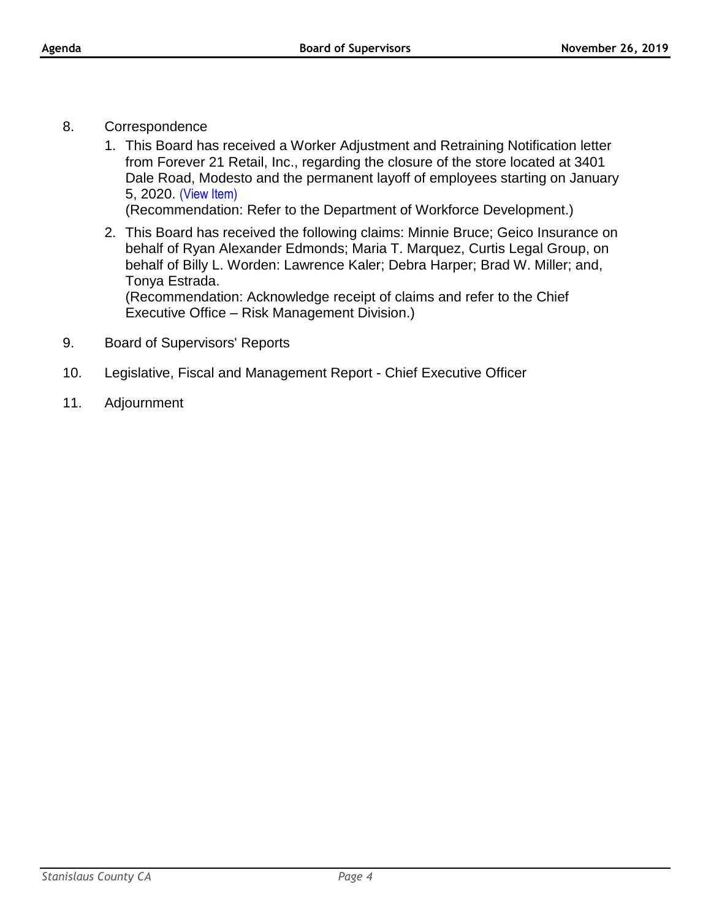8. Correspondence

   1. This Board has received a Worker Adjustment and Retraining Notification letter from Forever 21 Retail, Inc., regarding the closure of the store located at 3401 Dale Road, Modesto and the permanent layoff of employees starting on January 5, 2020. (View Item)
      (Recommendation: Refer to the Department of Workforce Development.)

   2. This Board has received the following claims: Minnie Bruce; Geico Insurance on behalf of Ryan Alexander Edmonds; Maria T. Marquez, Curtis Legal Group, on behalf of Billy L. Worden: Lawrence Kaler; Debra Harper; Brad W. Miller; and, Tonya Estrada.
      (Recommendation: Acknowledge receipt of claims and refer to the Chief Executive Office – Risk Management Division.)

9. Board of Supervisors' Reports

10. Legislative, Fiscal and Management Report - Chief Executive Officer

11. Adjournment